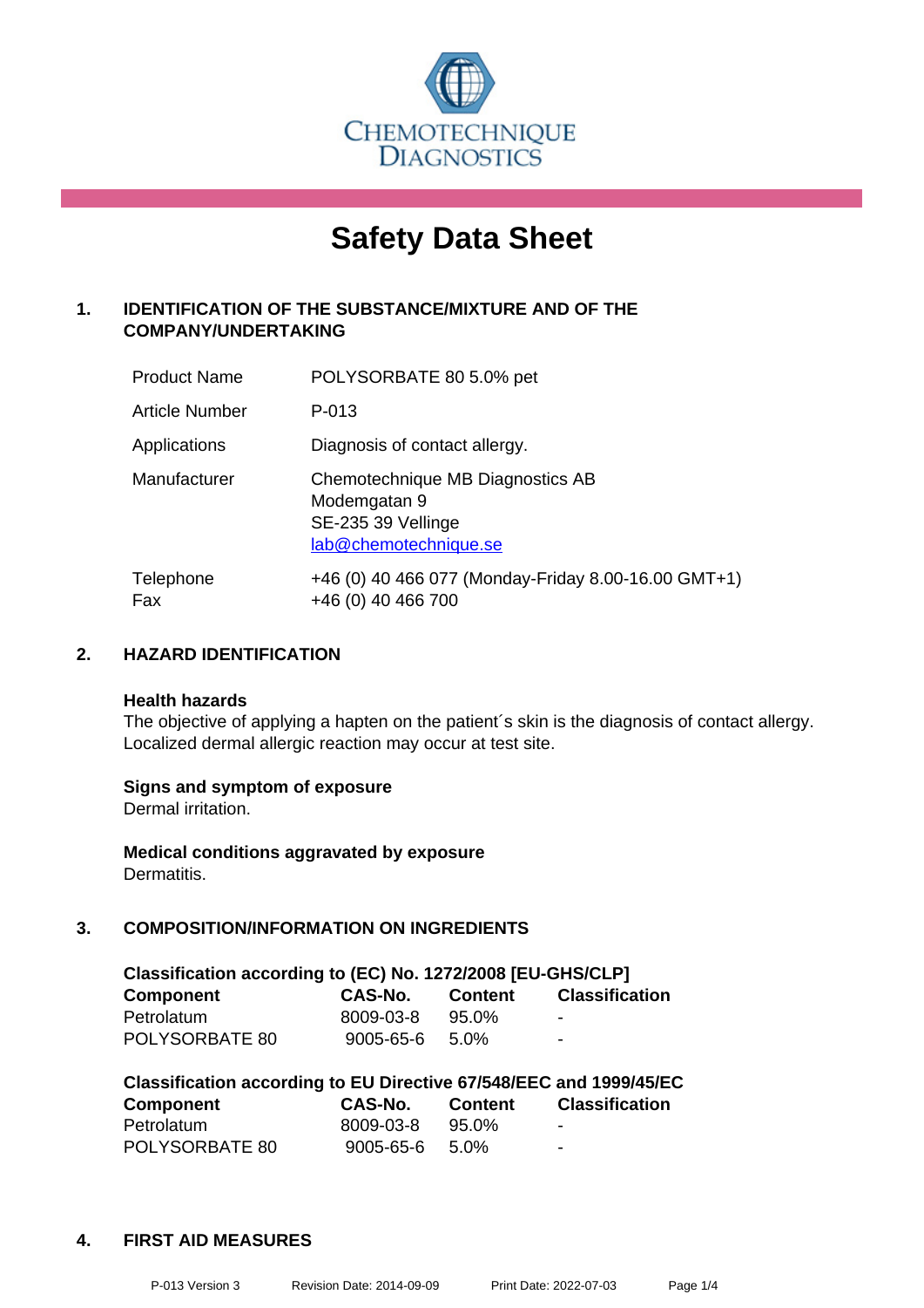CHEMOTECHNIQUE DIAGNOSTICS

# Safety Data Sheet

## 1. IDENTIFICATION OF THE SUBSTANCE/MIXTURE AND OF THE COMPANY/UNDERTAKING

| | |
|---|---|
| Product Name | POLYSORBATE 80 5.0% pet |
| Article Number | P-013 |
| Applications | Diagnosis of contact allergy. |
| Manufacturer | Chemotechnique MB Diagnostics AB<br>Modemgatan 9<br>SE-235 39 Vellinge<br>lab@chemotechnique.se |
| Telephone<br>Fax | +46 (0) 40 466 077 (Monday-Friday 8.00-16.00 GMT+1)<br>+46 (0) 40 466 700 |

## 2. HAZARD IDENTIFICATION

**Health hazards**
The objective of applying a hapten on the patient´s skin is the diagnosis of contact allergy. Localized dermal allergic reaction may occur at test site.

**Signs and symptom of exposure**
Dermal irritation.

**Medical conditions aggravated by exposure**
Dermatitis.

## 3. COMPOSITION/INFORMATION ON INGREDIENTS

**Classification according to (EC) No. 1272/2008 [EU-GHS/CLP]**

| Component | CAS-No. | Content | Classification |
|---|---|---|---|
| Petrolatum | 8009-03-8 | 95.0% | - |
| POLYSORBATE 80 | 9005-65-6 | 5.0% | - |

**Classification according to EU Directive 67/548/EEC and 1999/45/EC**

| Component | CAS-No. | Content | Classification |
|---|---|---|---|
| Petrolatum | 8009-03-8 | 95.0% | - |
| POLYSORBATE 80 | 9005-65-6 | 5.0% | - |

## 4. FIRST AID MEASURES

P-013 Version 3 Revision Date: 2014-09-09 Print Date: 2022-07-03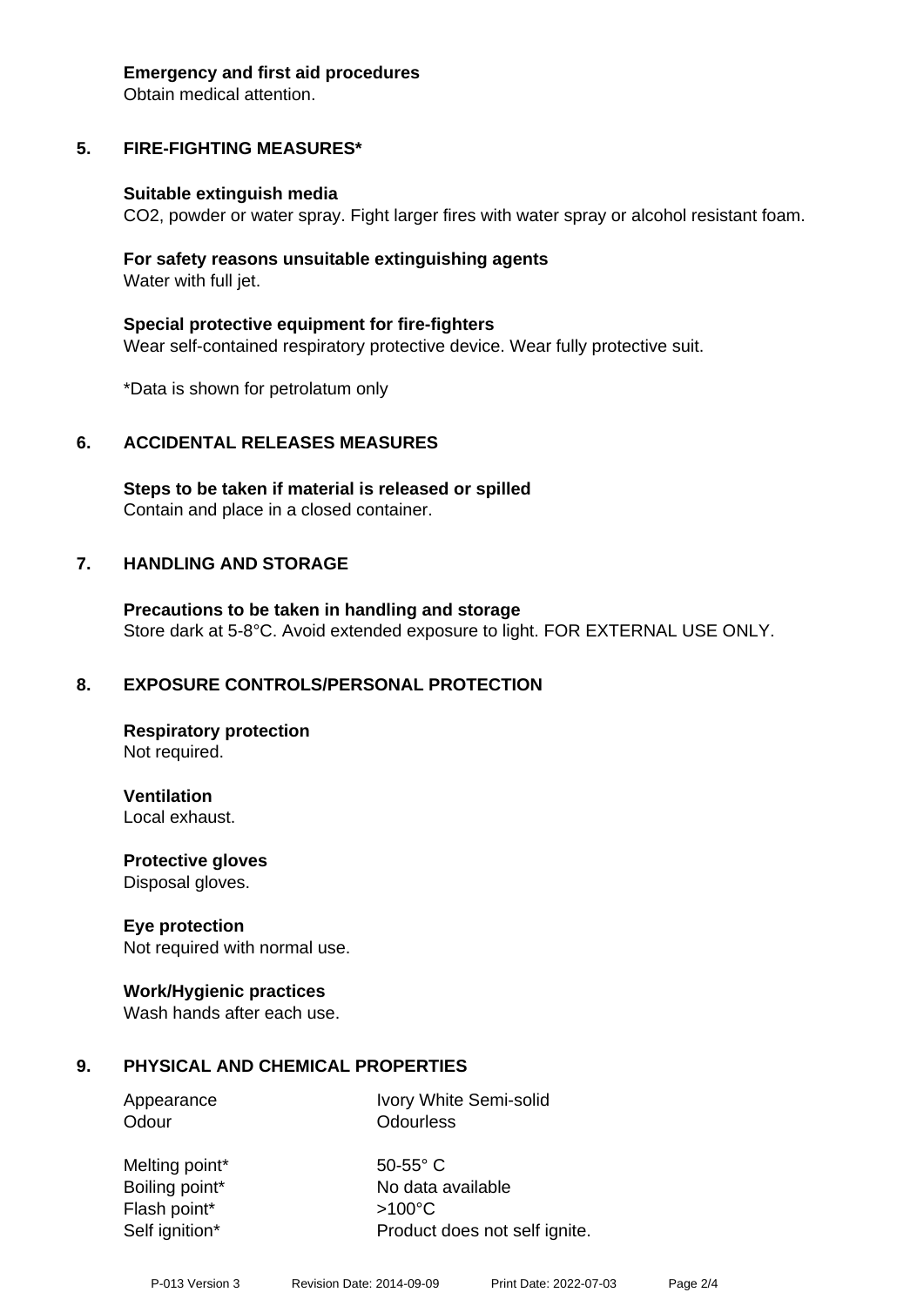**Emergency and first aid procedures**
Obtain medical attention.

## 5. FIRE-FIGHTING MEASURES*

**Suitable extinguish media**
$CO_2$, powder or water spray. Fight larger fires with water spray or alcohol resistant foam.

**For safety reasons unsuitable extinguishing agents**
Water with full jet.

**Special protective equipment for fire-fighters**
Wear self-contained respiratory protective device. Wear fully protective suit.

*Data is shown for petrolatum only

## 6. ACCIDENTAL RELEASES MEASURES

**Steps to be taken if material is released or spilled**
Contain and place in a closed container.

## 7. HANDLING AND STORAGE

**Precautions to be taken in handling and storage**
Store dark at 5-8°C. Avoid extended exposure to light. FOR EXTERNAL USE ONLY.

## 8. EXPOSURE CONTROLS/PERSONAL PROTECTION

**Respiratory protection**
Not required.

**Ventilation**
Local exhaust.

**Protective gloves**
Disposal gloves.

**Eye protection**
Not required with normal use.

**Work/Hygienic practices**
Wash hands after each use.

## 9. PHYSICAL AND CHEMICAL PROPERTIES

| | |
|---|---|
| Appearance | Ivory White Semi-solid |
| Odour | Odourless |
| Melting point* | 50-55° C |
| Boiling point* | No data available |
| Flash point* | >100°C |
| Self ignition* | Product does not self ignite. |

P-013 Version 3 Revision Date: 2014-09-09 Print Date: 2022-07-03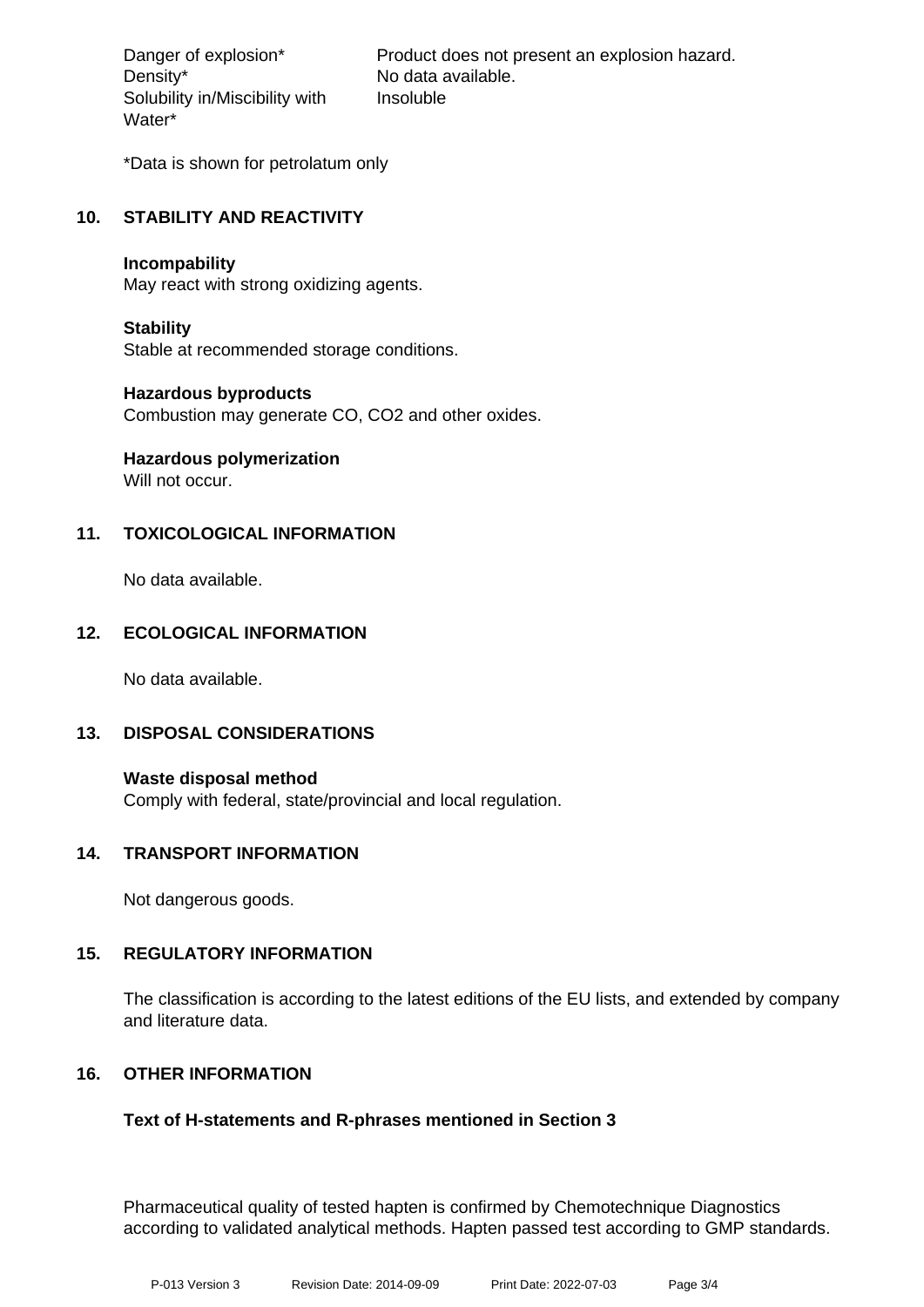| | |
|---|---|
| Danger of explosion* | Product does not present an explosion hazard. |
| Density* | No data available. |
| Solubility in/Miscibility with Water* | Insoluble |

*Data is shown for petrolatum only

## 10. STABILITY AND REACTIVITY

**Incompability**
May react with strong oxidizing agents.

**Stability**
Stable at recommended storage conditions.

**Hazardous byproducts**
Combustion may generate CO, $CO_2$ and other oxides.

**Hazardous polymerization**
Will not occur.

## 11. TOXICOLOGICAL INFORMATION

No data available.

## 12. ECOLOGICAL INFORMATION

No data available.

## 13. DISPOSAL CONSIDERATIONS

**Waste disposal method**
Comply with federal, state/provincial and local regulation.

## 14. TRANSPORT INFORMATION

Not dangerous goods.

## 15. REGULATORY INFORMATION

The classification is according to the latest editions of the EU lists, and extended by company and literature data.

## 16. OTHER INFORMATION

**Text of H-statements and R-phrases mentioned in Section 3**

Pharmaceutical quality of tested hapten is confirmed by Chemotechnique Diagnostics according to validated analytical methods. Hapten passed test according to GMP standards.

P-013 Version 3 Revision Date: 2014-09-09 Print Date: 2022-07-03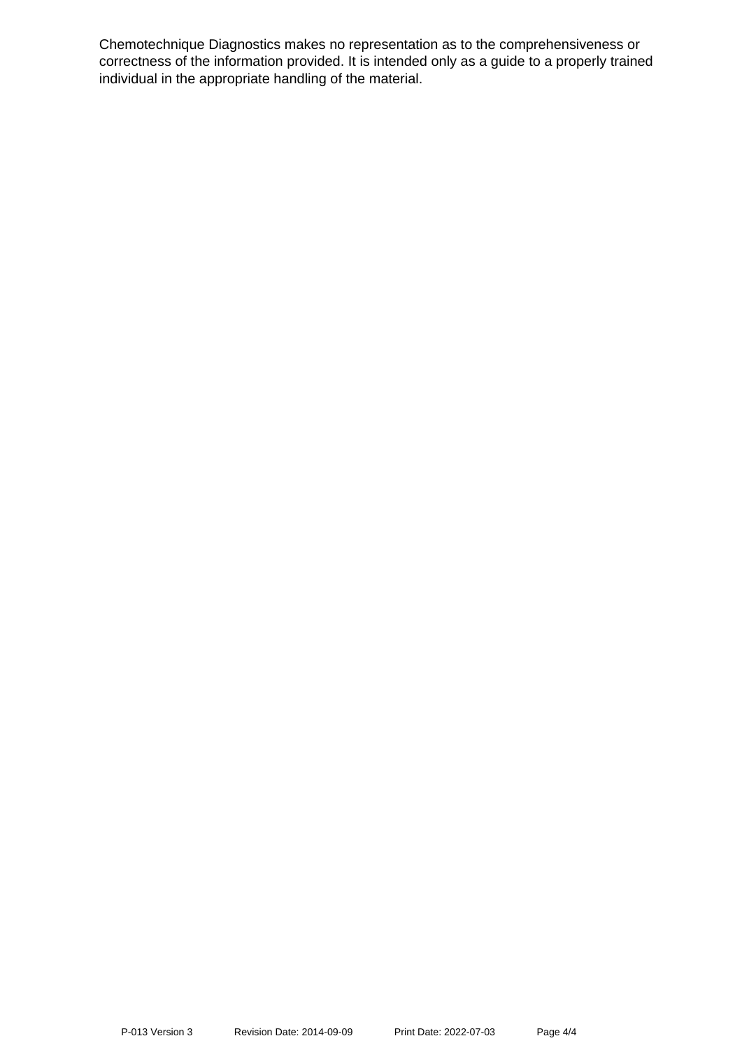Chemotechnique Diagnostics makes no representation as to the comprehensiveness or correctness of the information provided. It is intended only as a guide to a properly trained individual in the appropriate handling of the material.